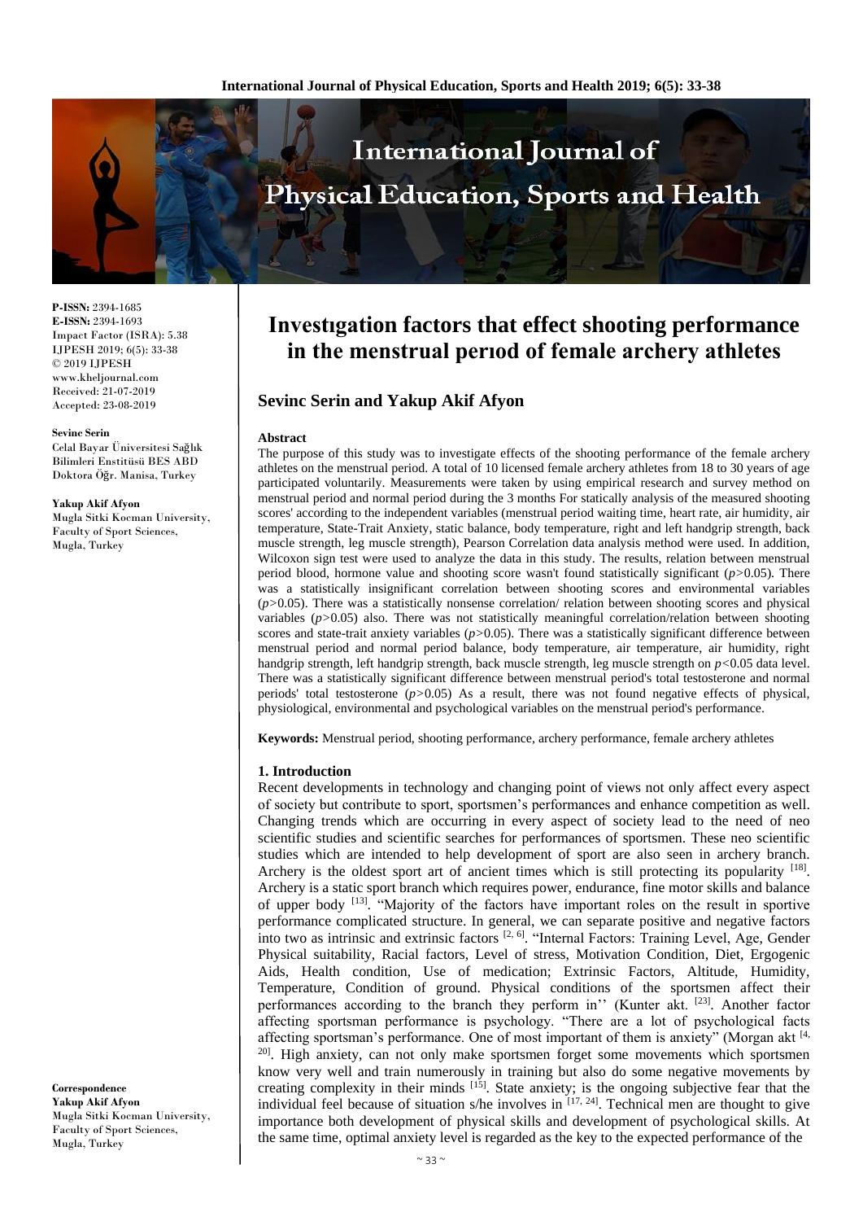**P-ISSN:** 2394-1685
**E-ISSN:** 2394-1693
Impact Factor (ISRA): 5.38
IJPESH 2019; 6(5): 33-38
© 2019 IJPESH
www.kheljournal.com
Received: 21-07-2019
Accepted: 23-08-2019

**Sevinc Serin**
Celal Bayar Üniversitesi Sağlık Bilimleri Enstitüsü BES ABD Doktora Öğr. Manisa, Turkey

**Yakup Akif Afyon**
Mugla Sitki Kocman University, Faculty of Sport Sciences, Mugla, Turkey

**Correspondence**
**Yakup Akif Afyon**
Mugla Sitki Kocman University, Faculty of Sport Sciences, Mugla, Turkey

# Investıgation factors that effect shooting performance in the menstrual perıod of female archery athletes

## Sevinc Serin and Yakup Akif Afyon

### Abstract

The purpose of this study was to investigate effects of the shooting performance of the female archery athletes on the menstrual period. A total of 10 licensed female archery athletes from 18 to 30 years of age participated voluntarily. Measurements were taken by using empirical research and survey method on menstrual period and normal period during the 3 months For statically analysis of the measured shooting scores' according to the independent variables (menstrual period waiting time, heart rate, air humidity, air temperature, State-Trait Anxiety, static balance, body temperature, right and left handgrip strength, back muscle strength, leg muscle strength), Pearson Correlation data analysis method were used. In addition, Wilcoxon sign test were used to analyze the data in this study. The results, relation between menstrual period blood, hormone value and shooting score wasn't found statistically significant ($p>0.05$). There was a statistically insignificant correlation between shooting scores and environmental variables ($p>0.05$). There was a statistically nonsense correlation/ relation between shooting scores and physical variables ($p>0.05$) also. There was not statistically meaningful correlation/relation between shooting scores and state-trait anxiety variables ($p>0.05$). There was a statistically significant difference between menstrual period and normal period balance, body temperature, air temperature, air humidity, right handgrip strength, left handgrip strength, back muscle strength, leg muscle strength on $p<0.05$ data level. There was a statistically significant difference between menstrual period's total testosterone and normal periods' total testosterone ($p>0.05$) As a result, there was not found negative effects of physical, physiological, environmental and psychological variables on the menstrual period's performance.

**Keywords:** Menstrual period, shooting performance, archery performance, female archery athletes

### 1. Introduction

Recent developments in technology and changing point of views not only affect every aspect of society but contribute to sport, sportsmen's performances and enhance competition as well. Changing trends which are occurring in every aspect of society lead to the need of neo scientific studies and scientific searches for performances of sportsmen. These neo scientific studies which are intended to help development of sport are also seen in archery branch. Archery is the oldest sport art of ancient times which is still protecting its popularity [18]. Archery is a static sport branch which requires power, endurance, fine motor skills and balance of upper body [13]. "Majority of the factors have important roles on the result in sportive performance complicated structure. In general, we can separate positive and negative factors into two as intrinsic and extrinsic factors [2, 6]. "Internal Factors: Training Level, Age, Gender Physical suitability, Racial factors, Level of stress, Motivation Condition, Diet, Ergogenic Aids, Health condition, Use of medication; Extrinsic Factors, Altitude, Humidity, Temperature, Condition of ground. Physical conditions of the sportsmen affect their performances according to the branch they perform in'' (Kunter akt. [23]. Another factor affecting sportsman performance is psychology. "There are a lot of psychological facts affecting sportsman's performance. One of most important of them is anxiety" (Morgan akt [4, 20]. High anxiety, can not only make sportsmen forget some movements which sportsmen know very well and train numerously in training but also do some negative movements by creating complexity in their minds [15]. State anxiety; is the ongoing subjective fear that the individual feel because of situation s/he involves in [17, 24]. Technical men are thought to give importance both development of physical skills and development of psychological skills. At the same time, optimal anxiety level is regarded as the key to the expected performance of the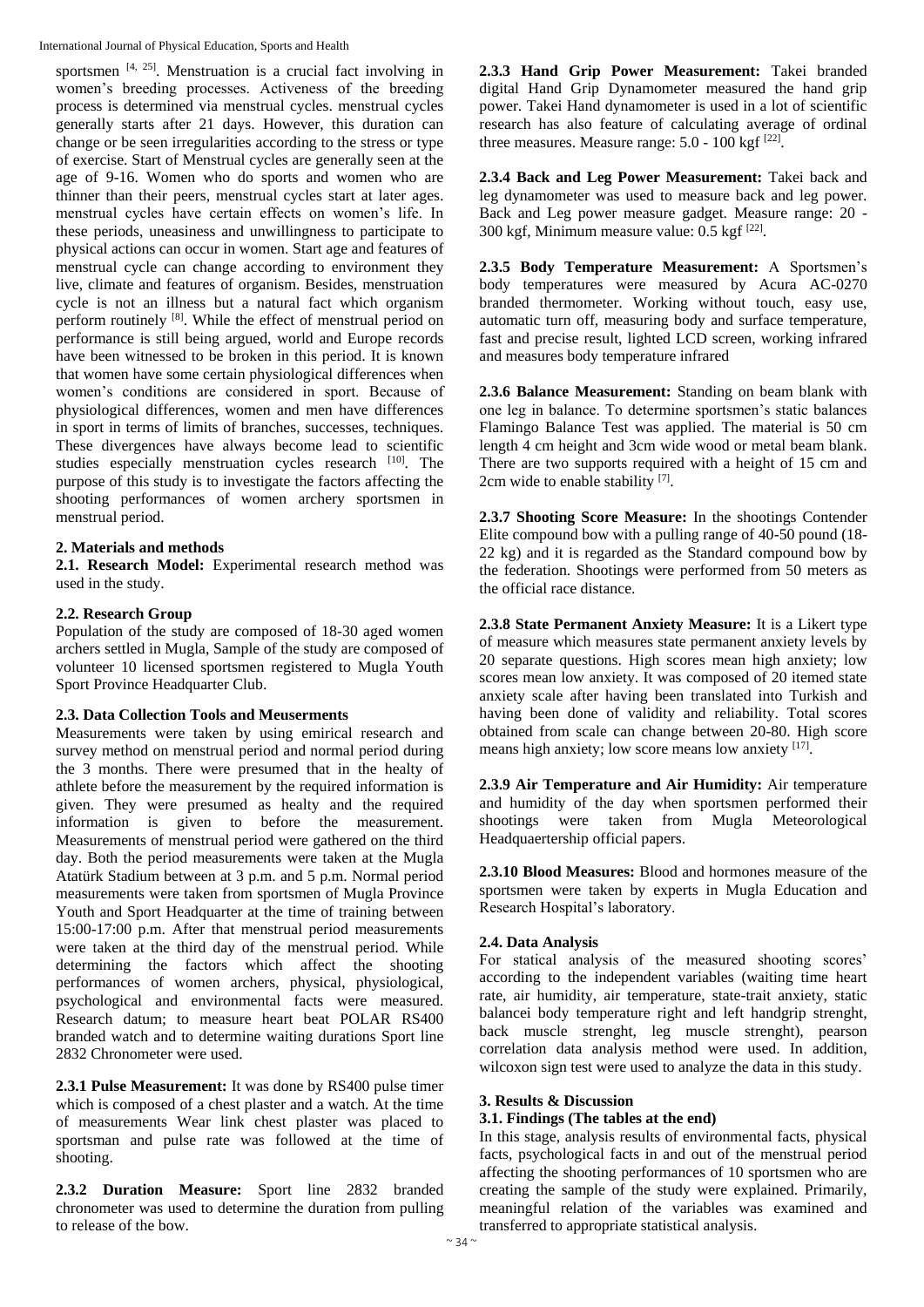sportsmen [4, 25]. Menstruation is a crucial fact involving in women's breeding processes. Activeness of the breeding process is determined via menstrual cycles. menstrual cycles generally starts after 21 days. However, this duration can change or be seen irregularities according to the stress or type of exercise. Start of Menstrual cycles are generally seen at the age of 9-16. Women who do sports and women who are thinner than their peers, menstrual cycles start at later ages. menstrual cycles have certain effects on women's life. In these periods, uneasiness and unwillingness to participate to physical actions can occur in women. Start age and features of menstrual cycle can change according to environment they live, climate and features of organism. Besides, menstruation cycle is not an illness but a natural fact which organism perform routinely [8]. While the effect of menstrual period on performance is still being argued, world and Europe records have been witnessed to be broken in this period. It is known that women have some certain physiological differences when women's conditions are considered in sport. Because of physiological differences, women and men have differences in sport in terms of limits of branches, successes, techniques. These divergences have always become lead to scientific studies especially menstruation cycles research [10]. The purpose of this study is to investigate the factors affecting the shooting performances of women archery sportsmen in menstrual period.

## 2. Materials and methods

**2.1. Research Model:** Experimental research method was used in the study.

### 2.2. Research Group

Population of the study are composed of 18-30 aged women archers settled in Mugla, Sample of the study are composed of volunteer 10 licensed sportsmen registered to Mugla Youth Sport Province Headquarter Club.

### 2.3. Data Collection Tools and Meuserments

Measurements were taken by using emirical research and survey method on menstrual period and normal period during the 3 months. There were presumed that in the healty of athlete before the measurement by the required information is given. They were presumed as healty and the required information is given to before the measurement. Measurements of menstrual period were gathered on the third day. Both the period measurements were taken at the Mugla Atatürk Stadium between at 3 p.m. and 5 p.m. Normal period measurements were taken from sportsmen of Mugla Province Youth and Sport Headquarter at the time of training between 15:00-17:00 p.m. After that menstrual period measurements were taken at the third day of the menstrual period. While determining the factors which affect the shooting performances of women archers, physical, physiological, psychological and environmental facts were measured. Research datum; to measure heart beat POLAR RS400 branded watch and to determine waiting durations Sport line 2832 Chronometer were used.

**2.3.1 Pulse Measurement:** It was done by RS400 pulse timer which is composed of a chest plaster and a watch. At the time of measurements Wear link chest plaster was placed to sportsman and pulse rate was followed at the time of shooting.

**2.3.2 Duration Measure:** Sport line 2832 branded chronometer was used to determine the duration from pulling to release of the bow.

**2.3.3 Hand Grip Power Measurement:** Takei branded digital Hand Grip Dynamometer measured the hand grip power. Takei Hand dynamometer is used in a lot of scientific research has also feature of calculating average of ordinal three measures. Measure range: 5.0 - 100 kgf [22].

**2.3.4 Back and Leg Power Measurement:** Takei back and leg dynamometer was used to measure back and leg power. Back and Leg power measure gadget. Measure range: 20 - 300 kgf, Minimum measure value: 0.5 kgf [22].

**2.3.5 Body Temperature Measurement:** A Sportsmen's body temperatures were measured by Acura AC-0270 branded thermometer. Working without touch, easy use, automatic turn off, measuring body and surface temperature, fast and precise result, lighted LCD screen, working infrared and measures body temperature infrared

**2.3.6 Balance Measurement:** Standing on beam blank with one leg in balance. To determine sportsmen's static balances Flamingo Balance Test was applied. The material is 50 cm length 4 cm height and 3cm wide wood or metal beam blank. There are two supports required with a height of 15 cm and 2cm wide to enable stability [7].

**2.3.7 Shooting Score Measure:** In the shootings Contender Elite compound bow with a pulling range of 40-50 pound (18-22 kg) and it is regarded as the Standard compound bow by the federation. Shootings were performed from 50 meters as the official race distance.

**2.3.8 State Permanent Anxiety Measure:** It is a Likert type of measure which measures state permanent anxiety levels by 20 separate questions. High scores mean high anxiety; low scores mean low anxiety. It was composed of 20 itemed state anxiety scale after having been translated into Turkish and having been done of validity and reliability. Total scores obtained from scale can change between 20-80. High score means high anxiety; low score means low anxiety [17].

**2.3.9 Air Temperature and Air Humidity:** Air temperature and humidity of the day when sportsmen performed their shootings were taken from Mugla Meteorological Headquaertership official papers.

**2.3.10 Blood Measures:** Blood and hormones measure of the sportsmen were taken by experts in Mugla Education and Research Hospital's laboratory.

### 2.4. Data Analysis

For statical analysis of the measured shooting scores' according to the independent variables (waiting time heart rate, air humidity, air temperature, state-trait anxiety, static balancei body temperature right and left handgrip strenght, back muscle strenght, leg muscle strenght), pearson correlation data analysis method were used. In addition, wilcoxon sign test were used to analyze the data in this study.

## 3. Results & Discussion

### 3.1. Findings (The tables at the end)

In this stage, analysis results of environmental facts, physical facts, psychological facts in and out of the menstrual period affecting the shooting performances of 10 sportsmen who are creating the sample of the study were explained. Primarily, meaningful relation of the variables was examined and transferred to appropriate statistical analysis.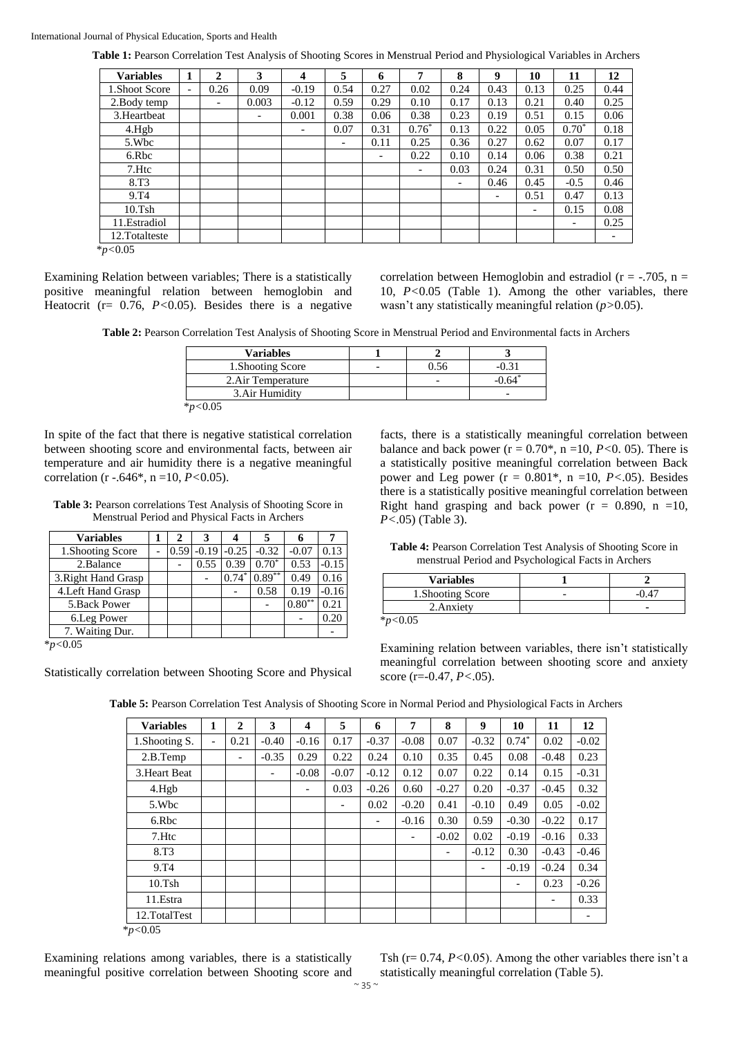**Table 1:** Pearson Correlation Test Analysis of Shooting Scores in Menstrual Period and Physiological Variables in Archers

| Variables | 1 | 2 | 3 | 4 | 5 | 6 | 7 | 8 | 9 | 10 | 11 | 12 |
|---|---|---|---|---|---|---|---|---|---|---|---|---|
| 1.Shoot Score | - | 0.26 | 0.09 | -0.19 | 0.54 | 0.27 | 0.02 | 0.24 | 0.43 | 0.13 | 0.25 | 0.44 |
| 2.Body temp | | - | 0.003 | -0.12 | 0.59 | 0.29 | 0.10 | 0.17 | 0.13 | 0.21 | 0.40 | 0.25 |
| 3.Heartbeat | | | - | 0.001 | 0.38 | 0.06 | 0.38 | 0.23 | 0.19 | 0.51 | 0.15 | 0.06 |
| 4.Hgb | | | | - | 0.07 | 0.31 | 0.76* | 0.13 | 0.22 | 0.05 | 0.70* | 0.18 |
| 5.Wbc | | | | | - | 0.11 | 0.25 | 0.36 | 0.27 | 0.62 | 0.07 | 0.17 |
| 6.Rbc | | | | | | - | 0.22 | 0.10 | 0.14 | 0.06 | 0.38 | 0.21 |
| 7.Htc | | | | | | | - | 0.03 | 0.24 | 0.31 | 0.50 | 0.50 |
| 8.T3 | | | | | | | | - | 0.46 | 0.45 | -0.5 | 0.46 |
| 9.T4 | | | | | | | | | - | 0.51 | 0.47 | 0.13 |
| 10.Tsh | | | | | | | | | | - | 0.15 | 0.08 |
| 11.Estradiol | | | | | | | | | | | - | 0.25 |
| 12.Totalteste | | | | | | | | | | | | - |

*$p<0.05$

Examining Relation between variables; There is a statistically positive meaningful relation between hemoglobin and Heatocrit (r= 0.76, $P<0.05$). Besides there is a negative correlation between Hemoglobin and estradiol (r = -.705, n = 10, $P<0.05$ (Table 1). Among the other variables, there wasn't any statistically meaningful relation ($p>0.05$).

**Table 2:** Pearson Correlation Test Analysis of Shooting Score in Menstrual Period and Environmental facts in Archers

| Variables | 1 | 2 | 3 |
|---|---|---|---|
| 1.Shooting Score | - | 0.56 | -0.31 |
| 2.Air Temperature | | - | -0.64* |
| 3.Air Humidity | | | - |

*$p<0.05$

In spite of the fact that there is negative statistical correlation between shooting score and environmental facts, between air temperature and air humidity there is a negative meaningful correlation (r -.646*, n =10, $P<0.05$).

**Table 3:** Pearson correlations Test Analysis of Shooting Score in Menstrual Period and Physical Facts in Archers

| Variables | 1 | 2 | 3 | 4 | 5 | 6 | 7 |
|---|---|---|---|---|---|---|---|
| 1.Shooting Score | - | 0.59 | -0.19 | -0.25 | -0.32 | -0.07 | 0.13 |
| 2.Balance | | - | 0.55 | 0.39 | 0.70* | 0.53 | -0.15 |
| 3.Right Hand Grasp | | | - | 0.74* | 0.89** | 0.49 | 0.16 |
| 4.Left Hand Grasp | | | | - | 0.58 | 0.19 | -0.16 |
| 5.Back Power | | | | | - | 0.80** | 0.21 |
| 6.Leg Power | | | | | | - | 0.20 |
| 7. Waiting Dur. | | | | | | | - |

*$p<0.05$

Statistically correlation between Shooting Score and Physical facts, there is a statistically meaningful correlation between balance and back power (r = 0.70*, n =10, $P<0.05$). There is a statistically positive meaningful correlation between Back power and Leg power (r = 0.801*, n =10, $P<.05$). Besides there is a statistically positive meaningful correlation between Right hand grasping and back power (r = 0.890, n =10, $P<.05$) (Table 3).

**Table 4:** Pearson Correlation Test Analysis of Shooting Score in menstrual Period and Psychological Facts in Archers

| Variables | 1 | 2 |
|---|---|---|
| 1.Shooting Score | - | -0.47 |
| 2.Anxiety | | - |

*$p<0.05$

Examining relation between variables, there isn't statistically meaningful correlation between shooting score and anxiety score (r=-0.47, $P<.05$).

**Table 5:** Pearson Correlation Test Analysis of Shooting Score in Normal Period and Physiological Facts in Archers

| Variables | 1 | 2 | 3 | 4 | 5 | 6 | 7 | 8 | 9 | 10 | 11 | 12 |
|---|---|---|---|---|---|---|---|---|---|---|---|---|
| 1.Shooting S. | - | 0.21 | -0.40 | -0.16 | 0.17 | -0.37 | -0.08 | 0.07 | -0.32 | 0.74* | 0.02 | -0.02 |
| 2.B.Temp | | - | -0.35 | 0.29 | 0.22 | 0.24 | 0.10 | 0.35 | 0.45 | 0.08 | -0.48 | 0.23 |
| 3.Heart Beat | | | - | -0.08 | -0.07 | -0.12 | 0.12 | 0.07 | 0.22 | 0.14 | 0.15 | -0.31 |
| 4.Hgb | | | | - | 0.03 | -0.26 | 0.60 | -0.27 | 0.20 | -0.37 | -0.45 | 0.32 |
| 5.Wbc | | | | | - | 0.02 | -0.20 | 0.41 | -0.10 | 0.49 | 0.05 | -0.02 |
| 6.Rbc | | | | | | - | -0.16 | 0.30 | 0.59 | -0.30 | -0.22 | 0.17 |
| 7.Htc | | | | | | | - | -0.02 | 0.02 | -0.19 | -0.16 | 0.33 |
| 8.T3 | | | | | | | | - | -0.12 | 0.30 | -0.43 | -0.46 |
| 9.T4 | | | | | | | | | - | -0.19 | -0.24 | 0.34 |
| 10.Tsh | | | | | | | | | | - | 0.23 | -0.26 |
| 11.Estra | | | | | | | | | | | - | 0.33 |
| 12.TotalTest | | | | | | | | | | | | - |

*$p<0.05$

Examining relations among variables, there is a statistically meaningful positive correlation between Shooting score and Tsh (r= 0.74, $P<0.05$). Among the other variables there isn't a statistically meaningful correlation (Table 5).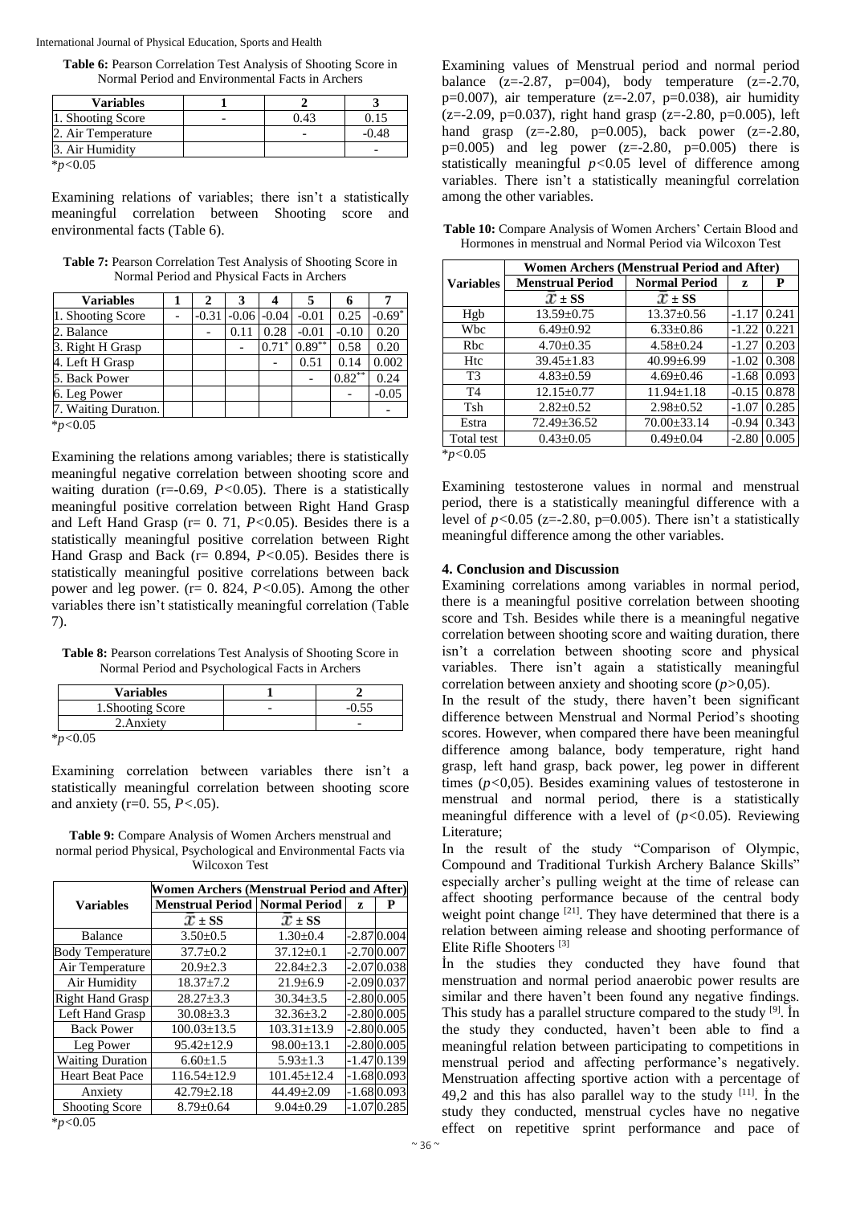**Table 6:** Pearson Correlation Test Analysis of Shooting Score in Normal Period and Environmental Facts in Archers

| Variables | 1 | 2 | 3 |
|---|---|---|---|
| 1. Shooting Score | - | 0.43 | 0.15 |
| 2. Air Temperature | | - | -0.48 |
| 3. Air Humidity | | | - |

*$p$<0.05

Examining relations of variables; there isn't a statistically meaningful correlation between Shooting score and environmental facts (Table 6).

**Table 7:** Pearson Correlation Test Analysis of Shooting Score in Normal Period and Physical Facts in Archers

| Variables | 1 | 2 | 3 | 4 | 5 | 6 | 7 |
|---|---|---|---|---|---|---|---|
| 1. Shooting Score | - | -0.31 | -0.06 | -0.04 | -0.01 | 0.25 | -0.69* |
| 2. Balance | | - | 0.11 | 0.28 | -0.01 | -0.10 | 0.20 |
| 3. Right H Grasp | | | - | 0.71* | 0.89** | 0.58 | 0.20 |
| 4. Left H Grasp | | | | - | 0.51 | 0.14 | 0.002 |
| 5. Back Power | | | | | - | 0.82** | 0.24 |
| 6. Leg Power | | | | | | - | -0.05 |
| 7. Waiting Duratıon. | | | | | | | - |

*$p$<0.05

Examining the relations among variables; there is statistically meaningful negative correlation between shooting score and waiting duration (r=-0.69, $P$<0.05). There is a statistically meaningful positive correlation between Right Hand Grasp and Left Hand Grasp (r= 0. 71, $P$<0.05). Besides there is a statistically meaningful positive correlation between Right Hand Grasp and Back (r= 0.894, $P$<0.05). Besides there is statistically meaningful positive correlations between back power and leg power. (r= 0. 824, $P$<0.05). Among the other variables there isn't statistically meaningful correlation (Table 7).

**Table 8:** Pearson correlations Test Analysis of Shooting Score in Normal Period and Psychological Facts in Archers

| Variables | 1 | 2 |
|---|---|---|
| 1.Shooting Score | - | -0.55 |
| 2.Anxiety | | - |

*$p$<0.05

Examining correlation between variables there isn't a statistically meaningful correlation between shooting score and anxiety (r=0. 55, $P$<.05).

**Table 9:** Compare Analysis of Women Archers menstrual and normal period Physical, Psychological and Environmental Facts via Wilcoxon Test

| Variables | Women Archers (Menstrual Period and After) | | | |
|---|---|---|---|---|
| | Menstrual Period | Normal Period | z | P |
| | $\bar{x}$ ± SS | $\bar{x}$ ± SS | | |
| Balance | 3.50±0.5 | 1.30±0.4 | -2.87 | 0.004 |
| Body Temperature | 37.7±0.2 | 37.12±0.1 | -2.70 | 0.007 |
| Air Temperature | 20.9±2.3 | 22.84±2.3 | -2.07 | 0.038 |
| Air Humidity | 18.37±7.2 | 21.9±6.9 | -2.09 | 0.037 |
| Right Hand Grasp | 28.27±3.3 | 30.34±3.5 | -2.80 | 0.005 |
| Left Hand Grasp | 30.08±3.3 | 32.36±3.2 | -2.80 | 0.005 |
| Back Power | 100.03±13.5 | 103.31±13.9 | -2.80 | 0.005 |
| Leg Power | 95.42±12.9 | 98.00±13.1 | -2.80 | 0.005 |
| Waiting Duration | 6.60±1.5 | 5.93±1.3 | -1.47 | 0.139 |
| Heart Beat Pace | 116.54±12.9 | 101.45±12.4 | -1.68 | 0.093 |
| Anxiety | 42.79±2.18 | 44.49±2.09 | -1.68 | 0.093 |
| Shooting Score | 8.79±0.64 | 9.04±0.29 | -1.07 | 0.285 |

*$p$<0.05

Examining values of Menstrual period and normal period balance (z=-2.87, p=004), body temperature (z=-2.70, p=0.007), air temperature (z=-2.07, p=0.038), air humidity (z=-2.09, p=0.037), right hand grasp (z=-2.80, p=0.005), left hand grasp (z=-2.80, p=0.005), back power (z=-2.80, p=0.005) and leg power (z=-2.80, p=0.005) there is statistically meaningful $p$<0.05 level of difference among variables. There isn't a statistically meaningful correlation among the other variables.

**Table 10:** Compare Analysis of Women Archers' Certain Blood and Hormones in menstrual and Normal Period via Wilcoxon Test

| Variables | Women Archers (Menstrual Period and After) | | | |
|---|---|---|---|---|
| | Menstrual Period | Normal Period | z | P |
| | $\bar{x}$ ± SS | $\bar{x}$ ± SS | | |
| Hgb | 13.59±0.75 | 13.37±0.56 | -1.17 | 0.241 |
| Wbc | 6.49±0.92 | 6.33±0.86 | -1.22 | 0.221 |
| Rbc | 4.70±0.35 | 4.58±0.24 | -1.27 | 0.203 |
| Htc | 39.45±1.83 | 40.99±6.99 | -1.02 | 0.308 |
| T3 | 4.83±0.59 | 4.69±0.46 | -1.68 | 0.093 |
| T4 | 12.15±0.77 | 11.94±1.18 | -0.15 | 0.878 |
| Tsh | 2.82±0.52 | 2.98±0.52 | -1.07 | 0.285 |
| Estra | 72.49±36.52 | 70.00±33.14 | -0.94 | 0.343 |
| Total test | 0.43±0.05 | 0.49±0.04 | -2.80 | 0.005 |

*$p$<0.05

Examining testosterone values in normal and menstrual period, there is a statistically meaningful difference with a level of $p$<0.05 (z=-2.80, p=0.005). There isn't a statistically meaningful difference among the other variables.

## 4. Conclusion and Discussion

Examining correlations among variables in normal period, there is a meaningful positive correlation between shooting score and Tsh. Besides while there is a meaningful negative correlation between shooting score and waiting duration, there isn't a correlation between shooting score and physical variables. There isn't again a statistically meaningful correlation between anxiety and shooting score ($p$>0,05).

In the result of the study, there haven't been significant difference between Menstrual and Normal Period's shooting scores. However, when compared there have been meaningful difference among balance, body temperature, right hand grasp, left hand grasp, back power, leg power in different times ($p$<0,05). Besides examining values of testosterone in menstrual and normal period, there is a statistically meaningful difference with a level of ($p$<0.05). Reviewing Literature;

In the result of the study "Comparison of Olympic, Compound and Traditional Turkish Archery Balance Skills" especially archer's pulling weight at the time of release can affect shooting performance because of the central body weight point change [21]. They have determined that there is a relation between aiming release and shooting performance of Elite Rifle Shooters [3]

İn the studies they conducted they have found that menstruation and normal period anaerobic power results are similar and there haven't been found any negative findings. This study has a parallel structure compared to the study [9]. İn the study they conducted, haven't been able to find a meaningful relation between participating to competitions in menstrual period and affecting performance's negatively. Menstruation affecting sportive action with a percentage of 49,2 and this has also parallel way to the study [11]. İn the study they conducted, menstrual cycles have no negative effect on repetitive sprint performance and pace of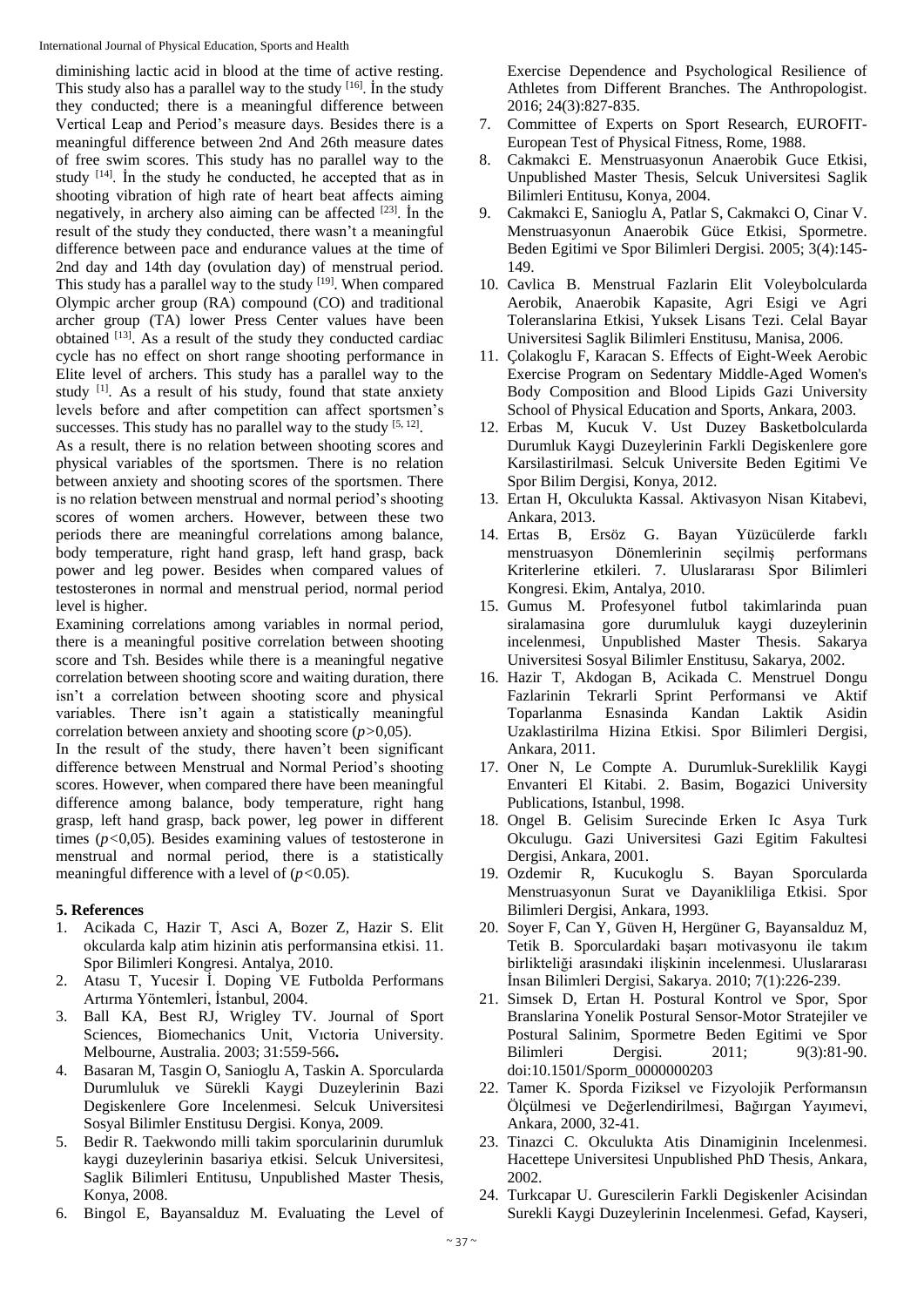diminishing lactic acid in blood at the time of active resting. This study also has a parallel way to the study [16]. İn the study they conducted; there is a meaningful difference between Vertical Leap and Period's measure days. Besides there is a meaningful difference between 2nd And 26th measure dates of free swim scores. This study has no parallel way to the study [14]. İn the study he conducted, he accepted that as in shooting vibration of high rate of heart beat affects aiming negatively, in archery also aiming can be affected [23]. İn the result of the study they conducted, there wasn't a meaningful difference between pace and endurance values at the time of 2nd day and 14th day (ovulation day) of menstrual period. This study has a parallel way to the study [19]. When compared Olympic archer group (RA) compound (CO) and traditional archer group (TA) lower Press Center values have been obtained [13]. As a result of the study they conducted cardiac cycle has no effect on short range shooting performance in Elite level of archers. This study has a parallel way to the study [1]. As a result of his study, found that state anxiety levels before and after competition can affect sportsmen's successes. This study has no parallel way to the study [5, 12].

As a result, there is no relation between shooting scores and physical variables of the sportsmen. There is no relation between anxiety and shooting scores of the sportsmen. There is no relation between menstrual and normal period's shooting scores of women archers. However, between these two periods there are meaningful correlations among balance, body temperature, right hand grasp, left hand grasp, back power and leg power. Besides when compared values of testosterones in normal and menstrual period, normal period level is higher.

Examining correlations among variables in normal period, there is a meaningful positive correlation between shooting score and Tsh. Besides while there is a meaningful negative correlation between shooting score and waiting duration, there isn't a correlation between shooting score and physical variables. There isn't again a statistically meaningful correlation between anxiety and shooting score ($p>0,05$).

In the result of the study, there haven't been significant difference between Menstrual and Normal Period's shooting scores. However, when compared there have been meaningful difference among balance, body temperature, right hang grasp, left hand grasp, back power, leg power in different times ($p<0,05$). Besides examining values of testosterone in menstrual and normal period, there is a statistically meaningful difference with a level of ($p<0.05$).

## 5. References

1. Acikada C, Hazir T, Asci A, Bozer Z, Hazir S. Elit okcularda kalp atim hizinin atis performansina etkisi. 11. Spor Bilimleri Kongresi. Antalya, 2010.
2. Atasu T, Yucesir İ. Doping VE Futbolda Performans Artırma Yöntemleri, İstanbul, 2004.
3. Ball KA, Best RJ, Wrigley TV. Journal of Sport Sciences, Biomechanics Unit, Vıctoria University. Melbourne, Australia. 2003; 31:559-566.
4. Basaran M, Tasgin O, Sanioglu A, Taskin A. Sporcularda Durumluluk ve Sürekli Kaygi Duzeylerinin Bazi Degiskenlere Gore Incelenmesi. Selcuk Universitesi Sosyal Bilimler Enstitusu Dergisi. Konya, 2009.
5. Bedir R. Taekwondo milli takim sporcularinin durumluk kaygi duzeylerinin basariya etkisi. Selcuk Universitesi, Saglik Bilimleri Entitusu, Unpublished Master Thesis, Konya, 2008.
6. Bingol E, Bayansalduz M. Evaluating the Level of Exercise Dependence and Psychological Resilience of Athletes from Different Branches. The Anthropologist. 2016; 24(3):827-835.
7. Committee of Experts on Sport Research, EUROFIT-European Test of Physical Fitness, Rome, 1988.
8. Cakmakci E. Menstruasyonun Anaerobik Guce Etkisi, Unpublished Master Thesis, Selcuk Universitesi Saglik Bilimleri Entitusu, Konya, 2004.
9. Cakmakci E, Sanioglu A, Patlar S, Cakmakci O, Cinar V. Menstruasyonun Anaerobik Güce Etkisi, Spormetre. Beden Egitimi ve Spor Bilimleri Dergisi. 2005; 3(4):145-149.
10. Cavlica B. Menstrual Fazlarin Elit Voleybolcularda Aerobik, Anaerobik Kapasite, Agri Esigi ve Agri Toleranslarina Etkisi, Yuksek Lisans Tezi. Celal Bayar Universitesi Saglik Bilimleri Enstitusu, Manisa, 2006.
11. Çolakoglu F, Karacan S. Effects of Eight-Week Aerobic Exercise Program on Sedentary Middle-Aged Women's Body Composition and Blood Lipids Gazi University School of Physical Education and Sports, Ankara, 2003.
12. Erbas M, Kucuk V. Ust Duzey Basketbolcularda Durumluk Kaygi Duzeylerinin Farkli Degiskenlere gore Karsilastirilmasi. Selcuk Universite Beden Egitimi Ve Spor Bilim Dergisi, Konya, 2012.
13. Ertan H, Okculukta Kassal. Aktivasyon Nisan Kitabevi, Ankara, 2013.
14. Ertas B, Ersöz G. Bayan Yüzücülerde farklı menstruasyon Dönemlerinin seçilmiş performans Kriterlerine etkileri. 7. Uluslararası Spor Bilimleri Kongresi. Ekim, Antalya, 2010.
15. Gumus M. Profesyonel futbol takimlarinda puan siralamasina gore durumluluk kaygi duzeylerinin incelenmesi, Unpublished Master Thesis. Sakarya Universitesi Sosyal Bilimler Enstitusu, Sakarya, 2002.
16. Hazir T, Akdogan B, Acikada C. Menstruel Dongu Fazlarinin Tekrarli Sprint Performansi ve Aktif Toparlanma Esnasinda Kandan Laktik Asidin Uzaklastirilma Hizina Etkisi. Spor Bilimleri Dergisi, Ankara, 2011.
17. Oner N, Le Compte A. Durumluk-Sureklilik Kaygi Envanteri El Kitabi. 2. Basim, Bogazici University Publications, Istanbul, 1998.
18. Ongel B. Gelisim Surecinde Erken Ic Asya Turk Okculugu. Gazi Universitesi Gazi Egitim Fakultesi Dergisi, Ankara, 2001.
19. Ozdemir R, Kucukoglu S. Bayan Sporcularda Menstruasyonun Surat ve Dayanikliliga Etkisi. Spor Bilimleri Dergisi, Ankara, 1993.
20. Soyer F, Can Y, Güven H, Hergüner G, Bayansalduz M, Tetik B. Sporculardaki başarı motivasyonu ile takım birlikteliği arasındaki ilişkinin incelenmesi. Uluslararası İnsan Bilimleri Dergisi, Sakarya. 2010; 7(1):226-239.
21. Simsek D, Ertan H. Postural Kontrol ve Spor, Spor Branslarina Yonelik Postural Sensor-Motor Stratejiler ve Postural Salinim, Spormetre Beden Egitimi ve Spor Bilimleri Dergisi. 2011; 9(3):81-90. doi:10.1501/Sporm_0000000203
22. Tamer K. Sporda Fiziksel ve Fizyolojik Performansın Ölçülmesi ve Değerlendirilmesi, Bağırgan Yayımevi, Ankara, 2000, 32-41.
23. Tinazci C. Okculukta Atis Dinamiginin Incelenmesi. Hacettepe Universitesi Unpublished PhD Thesis, Ankara, 2002.
24. Turkcapar U. Gurescilerin Farkli Degiskenler Acisindan Surekli Kaygi Duzeylerinin Incelenmesi. Gefad, Kayseri,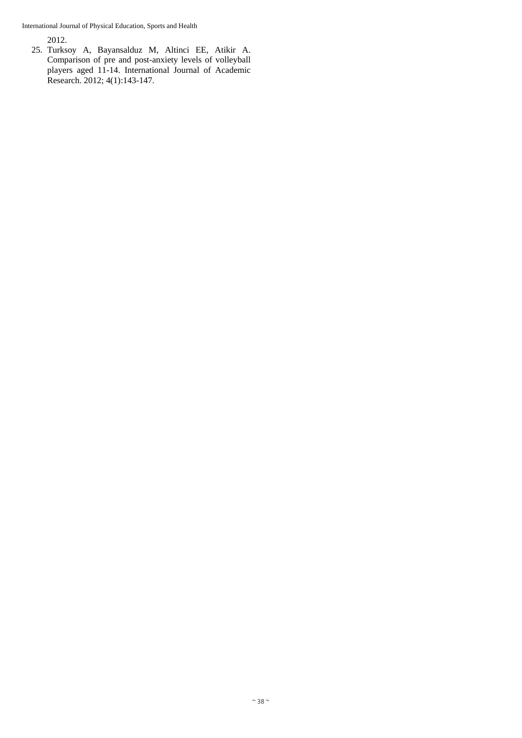2012.

25. Turksoy A, Bayansalduz M, Altinci EE, Atikir A. Comparison of pre and post-anxiety levels of volleyball players aged 11-14. International Journal of Academic Research. 2012; 4(1):143-147.